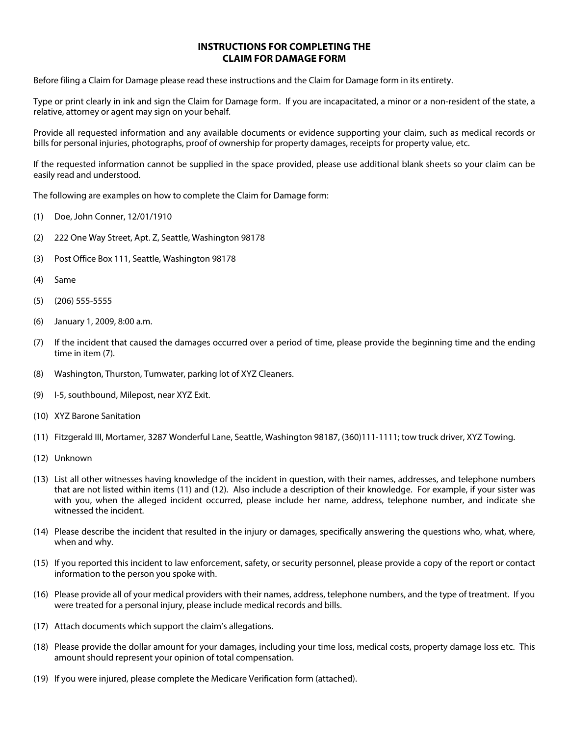# INSTRUCTIONS FOR COMPLETING THE CLAIM FOR DAMAGE FORM

Before filing a Claim for Damage please read these instructions and the Claim for Damage form in its entirety.

Type or print clearly in ink and sign the Claim for Damage form. If you are incapacitated, a minor or a non-resident of the state, a relative, attorney or agent may sign on your behalf.

Provide all requested information and any available documents or evidence supporting your claim, such as medical records or bills for personal injuries, photographs, proof of ownership for property damages, receipts for property value, etc.

If the requested information cannot be supplied in the space provided, please use additional blank sheets so your claim can be easily read and understood.

The following are examples on how to complete the Claim for Damage form:

(1) Doe, John Conner, 12/01/1910

(2) 222 One Way Street, Apt. Z, Seattle, Washington 98178

(3) Post Office Box 111, Seattle, Washington 98178

(4) Same

(5) (206) 555-5555

(6) January 1, 2009, 8:00 a.m.

(7) If the incident that caused the damages occurred over a period of time, please provide the beginning time and the ending time in item (7).

(8) Washington, Thurston, Tumwater, parking lot of XYZ Cleaners.

(9) I-5, southbound, Milepost, near XYZ Exit.

(10) XYZ Barone Sanitation

(11) Fitzgerald III, Mortamer, 3287 Wonderful Lane, Seattle, Washington 98187, (360)111-1111; tow truck driver, XYZ Towing.

(12) Unknown

(13) List all other witnesses having knowledge of the incident in question, with their names, addresses, and telephone numbers that are not listed within items (11) and (12). Also include a description of their knowledge. For example, if your sister was with you, when the alleged incident occurred, please include her name, address, telephone number, and indicate she witnessed the incident.

(14) Please describe the incident that resulted in the injury or damages, specifically answering the questions who, what, where, when and why.

(15) If you reported this incident to law enforcement, safety, or security personnel, please provide a copy of the report or contact information to the person you spoke with.

(16) Please provide all of your medical providers with their names, address, telephone numbers, and the type of treatment. If you were treated for a personal injury, please include medical records and bills.

(17) Attach documents which support the claim's allegations.

(18) Please provide the dollar amount for your damages, including your time loss, medical costs, property damage loss etc. This amount should represent your opinion of total compensation.

(19) If you were injured, please complete the Medicare Verification form (attached).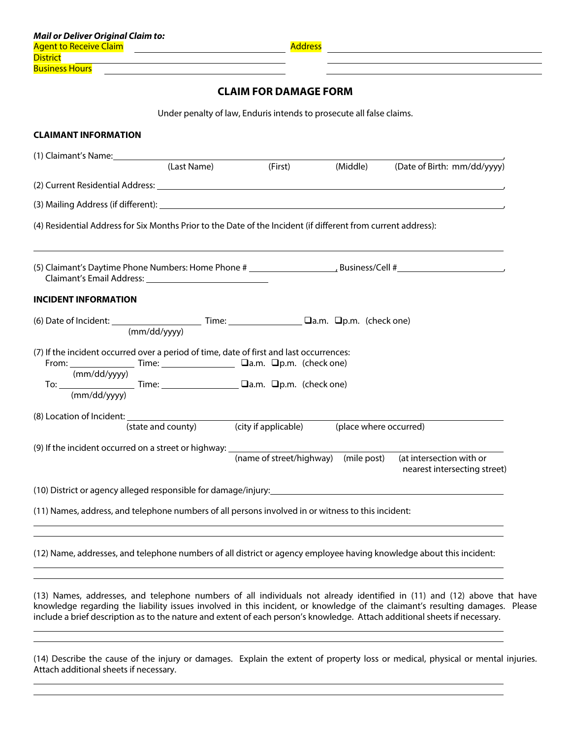***Mail or Deliver Original Claim to:***

Agent to Receive Claim ____________________ Address ____________________

District ____________________ ____________________

Business Hours ____________________ ____________________

## CLAIM FOR DAMAGE FORM

Under penalty of law, Enduris intends to prosecute all false claims.

### CLAIMANT INFORMATION

(1) Claimant's Name: ______________________________________________________________,
(Last Name) (First) (Middle) (Date of Birth: mm/dd/yyyy)

(2) Current Residential Address: ______________________________________________________________,

(3) Mailing Address (if different): ______________________________________________________________,

(4) Residential Address for Six Months Prior to the Date of the Incident (if different from current address):

______________________________________________________________

(5) Claimant's Daytime Phone Numbers: Home Phone # ____________________, Business/Cell # ____________________,
Claimant's Email Address: ____________________

### INCIDENT INFORMATION

(6) Date of Incident: ____________________ Time: ____________________ ❑a.m. ❑p.m. (check one)
(mm/dd/yyyy)

(7) If the incident occurred over a period of time, date of first and last occurrences:
From: ____________________ Time: ____________________ ❑a.m. ❑p.m. (check one)
(mm/dd/yyyy)
To: ____________________ Time: ____________________ ❑a.m. ❑p.m. (check one)
(mm/dd/yyyy)

(8) Location of Incident: ______________________________________________________________
(state and county) (city if applicable) (place where occurred)

(9) If the incident occurred on a street or highway: ______________________________________________________________
(name of street/highway) (mile post) (at intersection with or nearest intersecting street)

(10) District or agency alleged responsible for damage/injury: ______________________________________________________________

(11) Names, address, and telephone numbers of all persons involved in or witness to this incident:

______________________________________________________________

______________________________________________________________

(12) Name, addresses, and telephone numbers of all district or agency employee having knowledge about this incident:

______________________________________________________________

______________________________________________________________

(13) Names, addresses, and telephone numbers of all individuals not already identified in (11) and (12) above that have knowledge regarding the liability issues involved in this incident, or knowledge of the claimant's resulting damages. Please include a brief description as to the nature and extent of each person's knowledge. Attach additional sheets if necessary.

______________________________________________________________

______________________________________________________________

(14) Describe the cause of the injury or damages. Explain the extent of property loss or medical, physical or mental injuries. Attach additional sheets if necessary.

______________________________________________________________

______________________________________________________________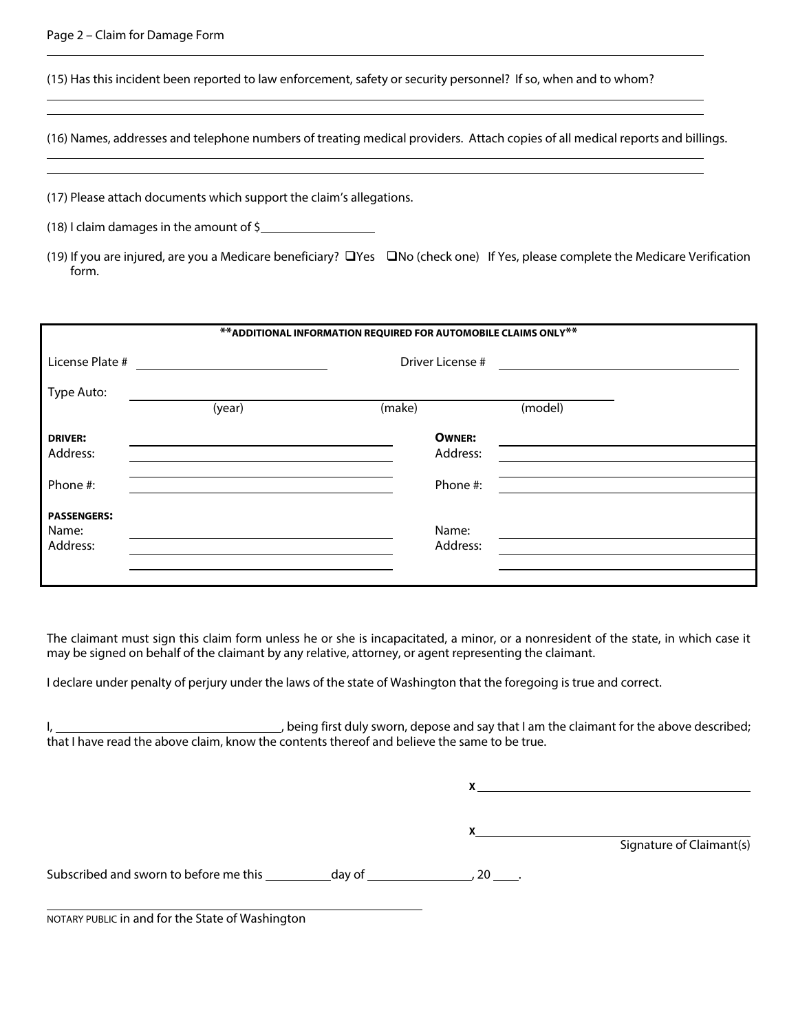Page 2 – Claim for Damage Form

(15) Has this incident been reported to law enforcement, safety or security personnel? If so, when and to whom?

\_\_\_\_\_\_\_\_\_\_\_\_\_\_\_\_\_\_\_\_\_\_\_\_\_\_\_\_\_\_\_\_\_\_\_\_\_\_\_\_\_\_\_\_\_\_\_\_\_\_\_\_\_\_\_\_\_\_\_\_

\_\_\_\_\_\_\_\_\_\_\_\_\_\_\_\_\_\_\_\_\_\_\_\_\_\_\_\_\_\_\_\_\_\_\_\_\_\_\_\_\_\_\_\_\_\_\_\_\_\_\_\_\_\_\_\_\_\_\_\_

(16) Names, addresses and telephone numbers of treating medical providers. Attach copies of all medical reports and billings.

\_\_\_\_\_\_\_\_\_\_\_\_\_\_\_\_\_\_\_\_\_\_\_\_\_\_\_\_\_\_\_\_\_\_\_\_\_\_\_\_\_\_\_\_\_\_\_\_\_\_\_\_\_\_\_\_\_\_\_\_

\_\_\_\_\_\_\_\_\_\_\_\_\_\_\_\_\_\_\_\_\_\_\_\_\_\_\_\_\_\_\_\_\_\_\_\_\_\_\_\_\_\_\_\_\_\_\_\_\_\_\_\_\_\_\_\_\_\_\_\_

(17) Please attach documents which support the claim's allegations.

(18) I claim damages in the amount of $\_\_\_\_\_\_\_\_\_\_\_\_\_\_\_\_

(19) If you are injured, are you a Medicare beneficiary? ☐Yes ☐No (check one) If Yes, please complete the Medicare Verification form.

| **\*\*ADDITIONAL INFORMATION REQUIRED FOR AUTOMOBILE CLAIMS ONLY\*\*** | | | |
|---|---|---|---|
| License Plate # | \_\_\_\_\_\_\_\_\_\_\_\_ | Driver License # | \_\_\_\_\_\_\_\_\_\_\_\_ |
| Type Auto: | \_\_\_\_\_\_ (year) | \_\_\_\_\_\_ (make) | \_\_\_\_\_\_ (model) |
| **DRIVER:** | \_\_\_\_\_\_\_\_\_\_\_\_ | **OWNER:** | \_\_\_\_\_\_\_\_\_\_\_\_ |
| Address: | \_\_\_\_\_\_\_\_\_\_\_\_ | Address: | \_\_\_\_\_\_\_\_\_\_\_\_ |
| Phone #: | \_\_\_\_\_\_\_\_\_\_\_\_ | Phone #: | \_\_\_\_\_\_\_\_\_\_\_\_ |
| **PASSENGERS:** | | | |
| Name: | \_\_\_\_\_\_\_\_\_\_\_\_ | Name: | \_\_\_\_\_\_\_\_\_\_\_\_ |
| Address: | \_\_\_\_\_\_\_\_\_\_\_\_ | Address: | \_\_\_\_\_\_\_\_\_\_\_\_ |

The claimant must sign this claim form unless he or she is incapacitated, a minor, or a nonresident of the state, in which case it may be signed on behalf of the claimant by any relative, attorney, or agent representing the claimant.

I declare under penalty of perjury under the laws of the state of Washington that the foregoing is true and correct.

I, \_\_\_\_\_\_\_\_\_\_\_\_\_\_\_\_\_\_\_\_, being first duly sworn, depose and say that I am the claimant for the above described; that I have read the above claim, know the contents thereof and believe the same to be true.

**X** \_\_\_\_\_\_\_\_\_\_\_\_\_\_\_\_\_\_\_\_\_\_\_\_

**X** \_\_\_\_\_\_\_\_\_\_\_\_\_\_\_\_\_\_\_\_\_\_\_\_

Signature of Claimant(s)

Subscribed and sworn to before me this \_\_\_\_\_\_ day of \_\_\_\_\_\_\_\_\_\_, 20 \_\_\_.

\_\_\_\_\_\_\_\_\_\_\_\_\_\_\_\_\_\_\_\_\_\_\_\_\_\_\_\_\_\_

NOTARY PUBLIC in and for the State of Washington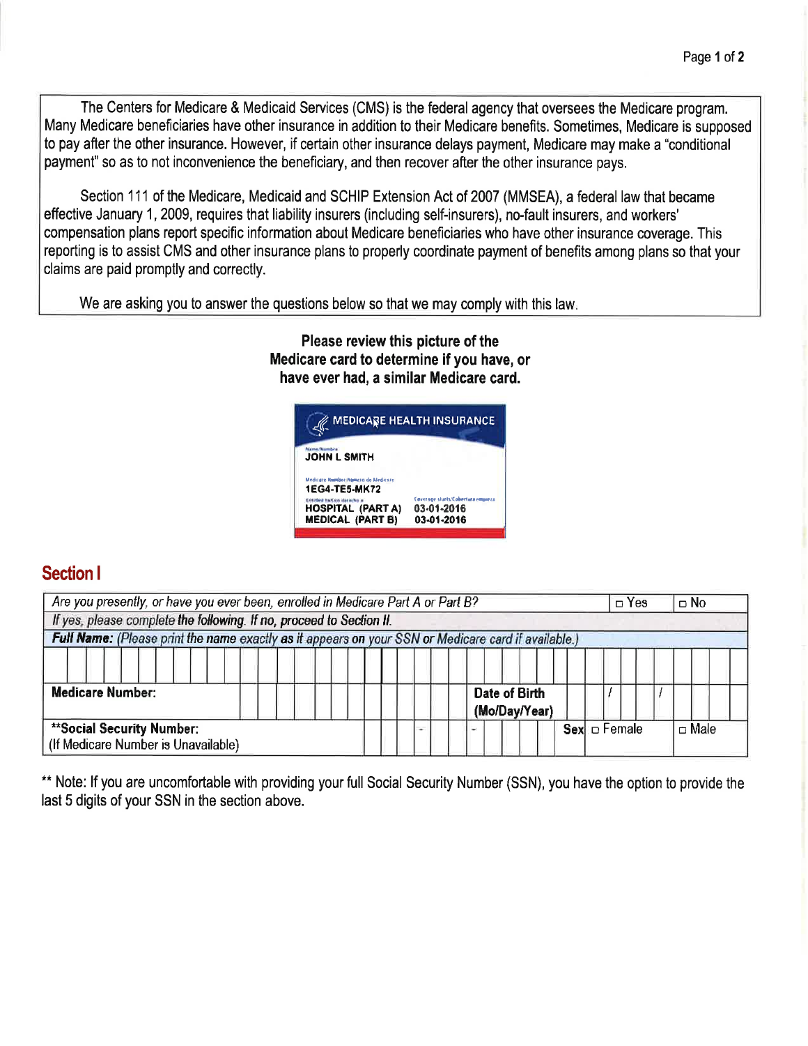The Centers for Medicare & Medicaid Services (CMS) is the federal agency that oversees the Medicare program. Many Medicare beneficiaries have other insurance in addition to their Medicare benefits. Sometimes, Medicare is supposed to pay after the other insurance. However, if certain other insurance delays payment, Medicare may make a "conditional payment" so as to not inconvenience the beneficiary, and then recover after the other insurance pays.

Section 111 of the Medicare, Medicaid and SCHIP Extension Act of 2007 (MMSEA), a federal law that became effective January 1, 2009, requires that liability insurers (including self-insurers), no-fault insurers, and workers' compensation plans report specific information about Medicare beneficiaries who have other insurance coverage. This reporting is to assist CMS and other insurance plans to properly coordinate payment of benefits among plans so that your claims are paid promptly and correctly.

We are asking you to answer the questions below so that we may comply with this law.

**Please review this picture of the Medicare card to determine if you have, or have ever had, a similar Medicare card.**

MEDICARE HEALTH INSURANCE

Name/Nombre
JOHN L SMITH

Medicare Number/Número de Medicare
1EG4-TE5-MK72

Entitled to/Con derecho a | Coverage starts/Cobertura empieza
HOSPITAL (PART A) | 03-01-2016
MEDICAL (PART B) | 03-01-2016

## Section I

| *Are you presently, or have you ever been, enrolled in Medicare Part A or Part B?* | | ☐ Yes | ☐ No |
|---|---|---|---|
| *If yes, please complete the following. If no, proceed to Section II.* | | | |
| ***Full Name:** (Please print the name exactly as it appears on your SSN or Medicare card if available.)* | | | |
| | | | |
| **Medicare Number:** | **Date of Birth (Mo/Day/Year)** | / / | |
| **\*\*Social Security Number:** (If Medicare Number is Unavailable) | - - | **Sex** ☐ Female | ☐ Male |

** Note: If you are uncomfortable with providing your full Social Security Number (SSN), you have the option to provide the last 5 digits of your SSN in the section above.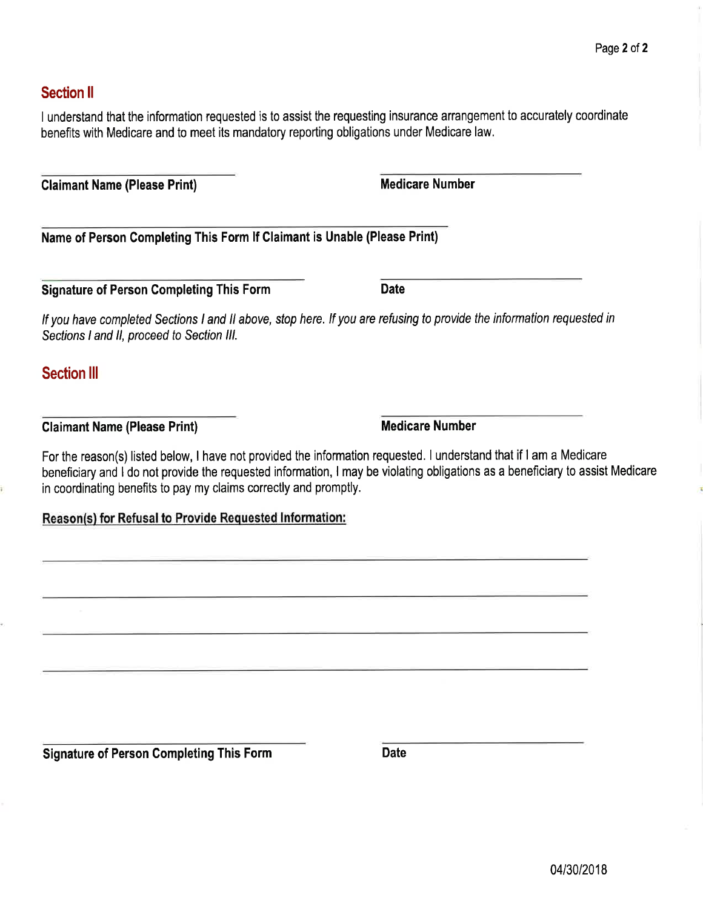## Section II

I understand that the information requested is to assist the requesting insurance arrangement to accurately coordinate benefits with Medicare and to meet its mandatory reporting obligations under Medicare law.

______________________________ &nbsp;&nbsp;&nbsp;&nbsp;&nbsp;&nbsp;&nbsp;&nbsp; ______________________________

**Claimant Name (Please Print)** &nbsp;&nbsp;&nbsp;&nbsp;&nbsp;&nbsp;&nbsp;&nbsp; **Medicare Number**

______________________________________________

**Name of Person Completing This Form If Claimant is Unable (Please Print)**

______________________________ &nbsp;&nbsp;&nbsp;&nbsp;&nbsp;&nbsp;&nbsp;&nbsp; ______________________________

**Signature of Person Completing This Form** &nbsp;&nbsp;&nbsp;&nbsp;&nbsp;&nbsp;&nbsp;&nbsp; **Date**

*If you have completed Sections I and II above, stop here. If you are refusing to provide the information requested in Sections I and II, proceed to Section III.*

## Section III

______________________________ &nbsp;&nbsp;&nbsp;&nbsp;&nbsp;&nbsp;&nbsp;&nbsp; ______________________________

**Claimant Name (Please Print)** &nbsp;&nbsp;&nbsp;&nbsp;&nbsp;&nbsp;&nbsp;&nbsp; **Medicare Number**

For the reason(s) listed below, I have not provided the information requested. I understand that if I am a Medicare beneficiary and I do not provide the requested information, I may be violating obligations as a beneficiary to assist Medicare in coordinating benefits to pay my claims correctly and promptly.

**Reason(s) for Refusal to Provide Requested Information:**

______________________________________________________________________

______________________________________________________________________

______________________________________________________________________

______________________________________________________________________

______________________________ &nbsp;&nbsp;&nbsp;&nbsp;&nbsp;&nbsp;&nbsp;&nbsp; ______________________________

**Signature of Person Completing This Form** &nbsp;&nbsp;&nbsp;&nbsp;&nbsp;&nbsp;&nbsp;&nbsp; **Date**

04/30/2018